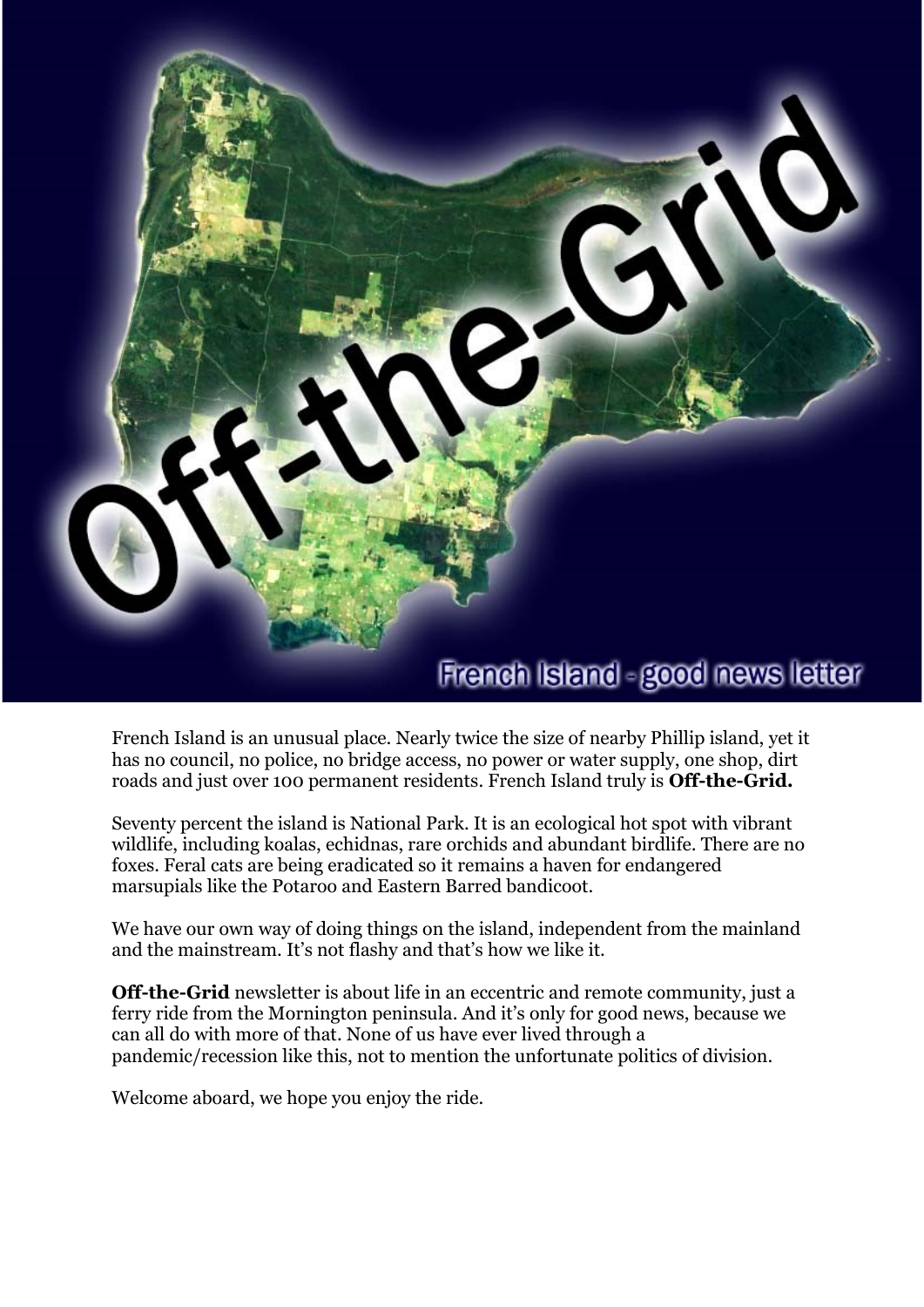# Off-the-Grid

French Island - good news letter

French Island is an unusual place. Nearly twice the size of nearby Phillip island, yet it has no council, no police, no bridge access, no power or water supply, one shop, dirt roads and just over 100 permanent residents. French Island truly is **Off-the-Grid.**

Seventy percent the island is National Park. It is an ecological hot spot with vibrant wildlife, including koalas, echidnas, rare orchids and abundant birdlife. There are no foxes. Feral cats are being eradicated so it remains a haven for endangered marsupials like the Potaroo and Eastern Barred bandicoot.

We have our own way of doing things on the island, independent from the mainland and the mainstream. It's not flashy and that's how we like it.

**Off-the-Grid** newsletter is about life in an eccentric and remote community, just a ferry ride from the Mornington peninsula. And it's only for good news, because we can all do with more of that. None of us have ever lived through a pandemic/recession like this, not to mention the unfortunate politics of division.

Welcome aboard, we hope you enjoy the ride.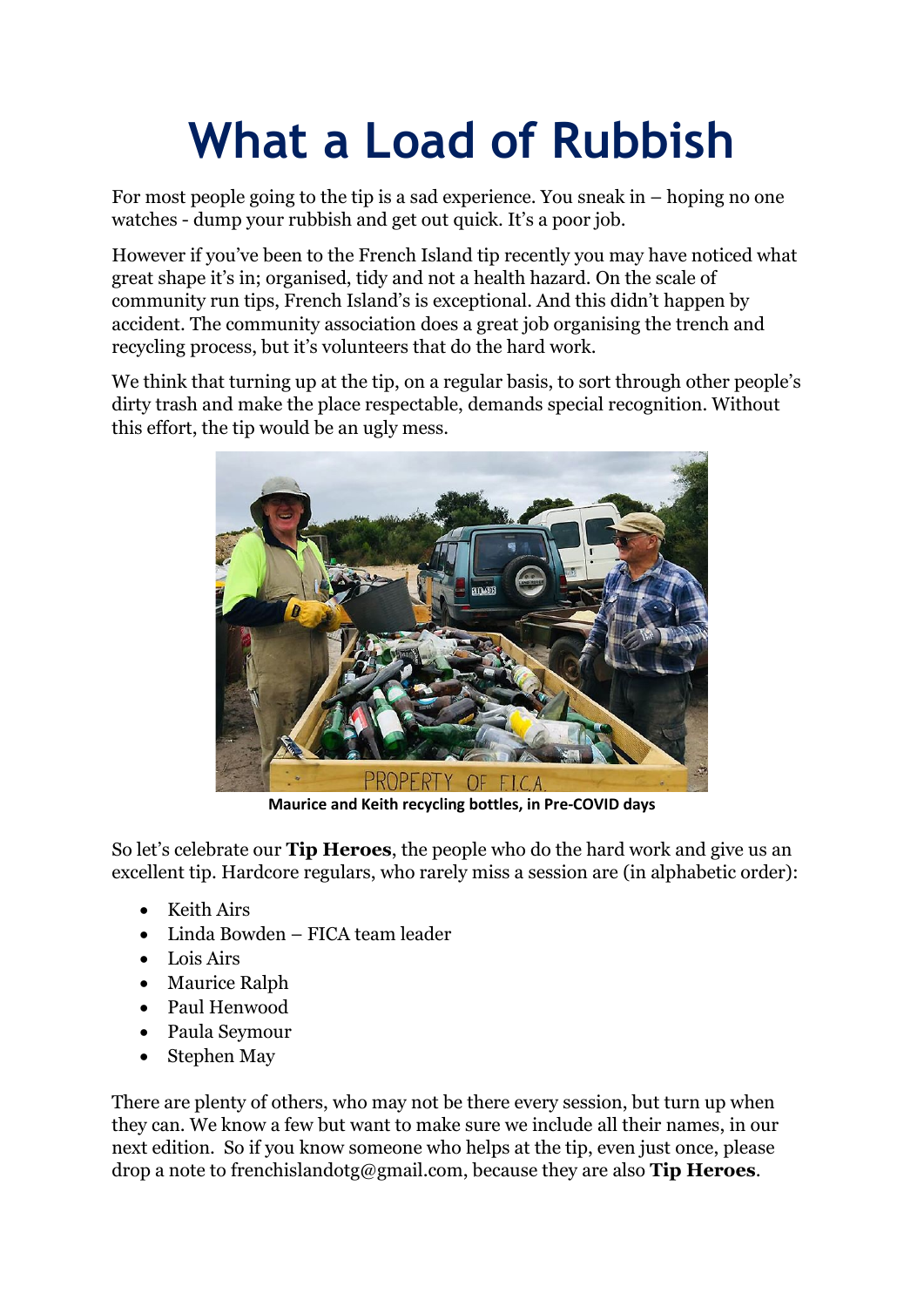# What a Load of Rubbish

For most people going to the tip is a sad experience. You sneak in – hoping no one watches - dump your rubbish and get out quick. It's a poor job.

However if you've been to the French Island tip recently you may have noticed what great shape it's in; organised, tidy and not a health hazard. On the scale of community run tips, French Island's is exceptional. And this didn't happen by accident. The community association does a great job organising the trench and recycling process, but it's volunteers that do the hard work.

We think that turning up at the tip, on a regular basis, to sort through other people's dirty trash and make the place respectable, demands special recognition. Without this effort, the tip would be an ugly mess.

**Maurice and Keith recycling bottles, in Pre-COVID days**

So let's celebrate our **Tip Heroes**, the people who do the hard work and give us an excellent tip. Hardcore regulars, who rarely miss a session are (in alphabetic order):

- Keith Airs
- Linda Bowden – FICA team leader
- Lois Airs
- Maurice Ralph
- Paul Henwood
- Paula Seymour
- Stephen May

There are plenty of others, who may not be there every session, but turn up when they can. We know a few but want to make sure we include all their names, in our next edition. So if you know someone who helps at the tip, even just once, please drop a note to frenchislandotg@gmail.com, because they are also **Tip Heroes**.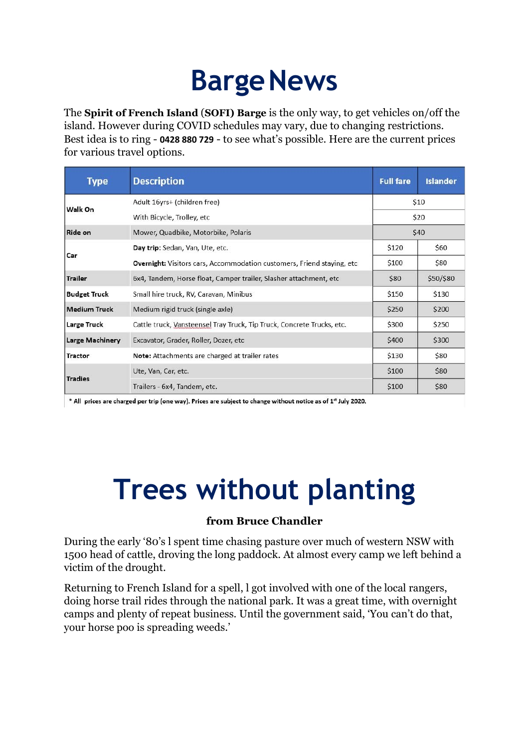# Barge News

The **Spirit of French Island (SOFI) Barge** is the only way, to get vehicles on/off the island. However during COVID schedules may vary, due to changing restrictions. Best idea is to ring - **0428 880 729** - to see what's possible. Here are the current prices for various travel options.

| Type | Description | Full fare | Islander |
|---|---|---|---|
| **Walk On** | Adult 16yrs+ (children free) | $10 | |
| | With Bicycle, Trolley, etc | $20 | |
| **Ride on** | Mower, Quadbike, Motorbike, Polaris | $40 | |
| **Car** | **Day trip:** Sedan, Van, Ute, etc. | $120 | $60 |
| | **Overnight:** Visitors cars, Accommodation customers, Friend staying, etc | $100 | $80 |
| **Trailer** | 6x4, Tandem, Horse float, Camper trailer, Slasher attachment, etc | $80 | $50/$80 |
| **Budget Truck** | Small hire truck, RV, Caravan, Minibus | $150 | $130 |
| **Medium Truck** | Medium rigid truck (single axle) | $250 | $200 |
| **Large Truck** | Cattle truck, Vansteensel Tray Truck, Tip Truck, Concrete Trucks, etc. | $300 | $250 |
| **Large Machinery** | Excavator, Grader, Roller, Dozer, etc | $400 | $300 |
| **Tractor** | **Note:** Attachments are charged at trailer rates | $130 | $80 |
| **Tradies** | Ute, Van, Car, etc. | $100 | $80 |
| | Trailers - 6x4, Tandem, etc. | $100 | $80 |

\* All prices are charged per trip (one way). Prices are subject to change without notice as of 1st July 2020.

# Trees without planting

**from Bruce Chandler**

During the early '80's I spent time chasing pasture over much of western NSW with 1500 head of cattle, droving the long paddock. At almost every camp we left behind a victim of the drought.

Returning to French Island for a spell, I got involved with one of the local rangers, doing horse trail rides through the national park. It was a great time, with overnight camps and plenty of repeat business. Until the government said, 'You can't do that, your horse poo is spreading weeds.'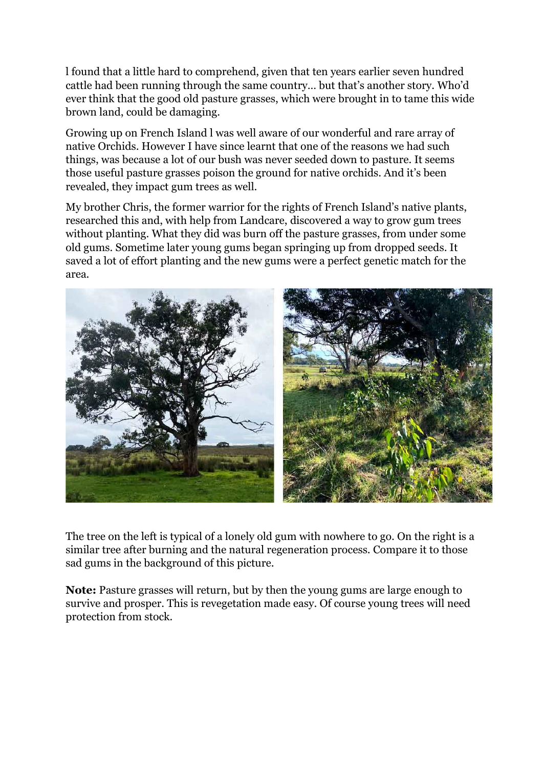l found that a little hard to comprehend, given that ten years earlier seven hundred cattle had been running through the same country… but that's another story. Who'd ever think that the good old pasture grasses, which were brought in to tame this wide brown land, could be damaging.

Growing up on French Island l was well aware of our wonderful and rare array of native Orchids. However I have since learnt that one of the reasons we had such things, was because a lot of our bush was never seeded down to pasture. It seems those useful pasture grasses poison the ground for native orchids. And it's been revealed, they impact gum trees as well.

My brother Chris, the former warrior for the rights of French Island's native plants, researched this and, with help from Landcare, discovered a way to grow gum trees without planting. What they did was burn off the pasture grasses, from under some old gums. Sometime later young gums began springing up from dropped seeds. It saved a lot of effort planting and the new gums were a perfect genetic match for the area.

The tree on the left is typical of a lonely old gum with nowhere to go. On the right is a similar tree after burning and the natural regeneration process. Compare it to those sad gums in the background of this picture.

**Note:** Pasture grasses will return, but by then the young gums are large enough to survive and prosper. This is revegetation made easy. Of course young trees will need protection from stock.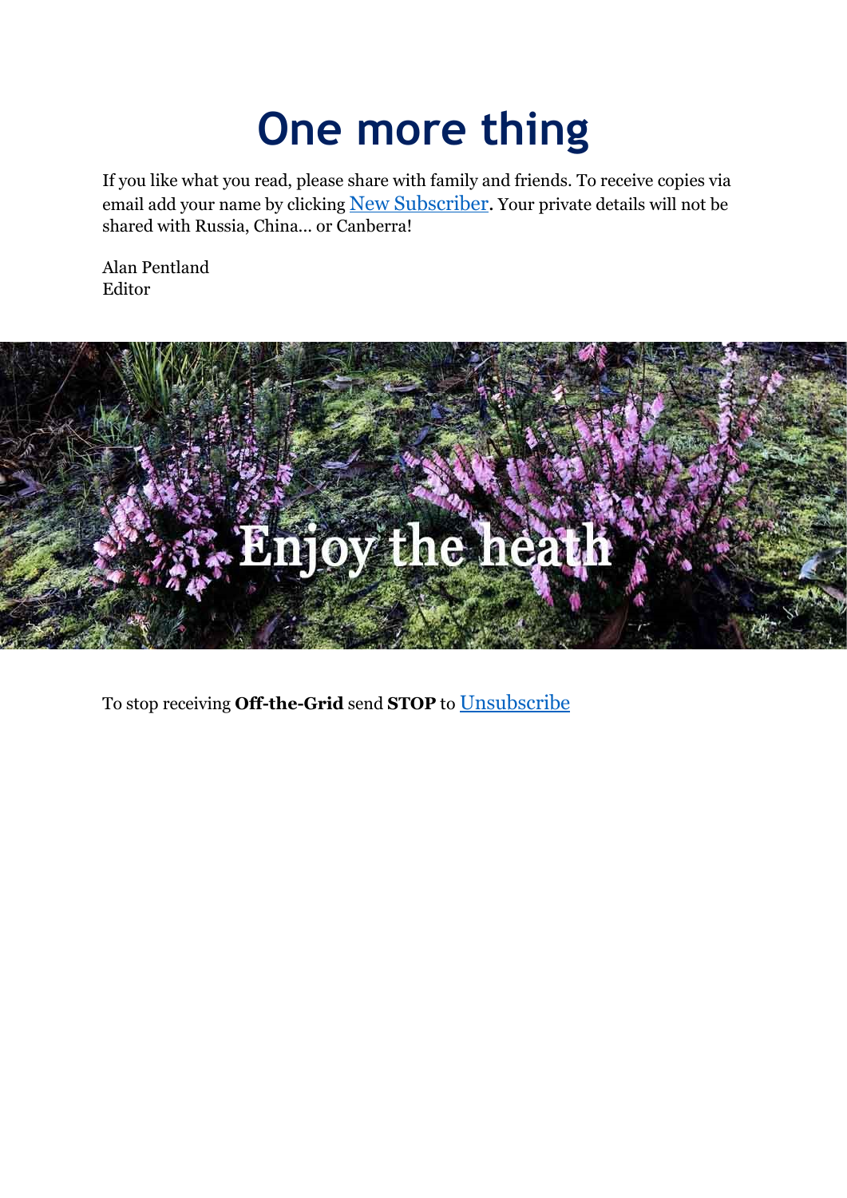# One more thing

If you like what you read, please share with family and friends. To receive copies via email add your name by clicking New Subscriber. Your private details will not be shared with Russia, China... or Canberra!

Alan Pentland
Editor

To stop receiving **Off-the-Grid** send **STOP** to Unsubscribe